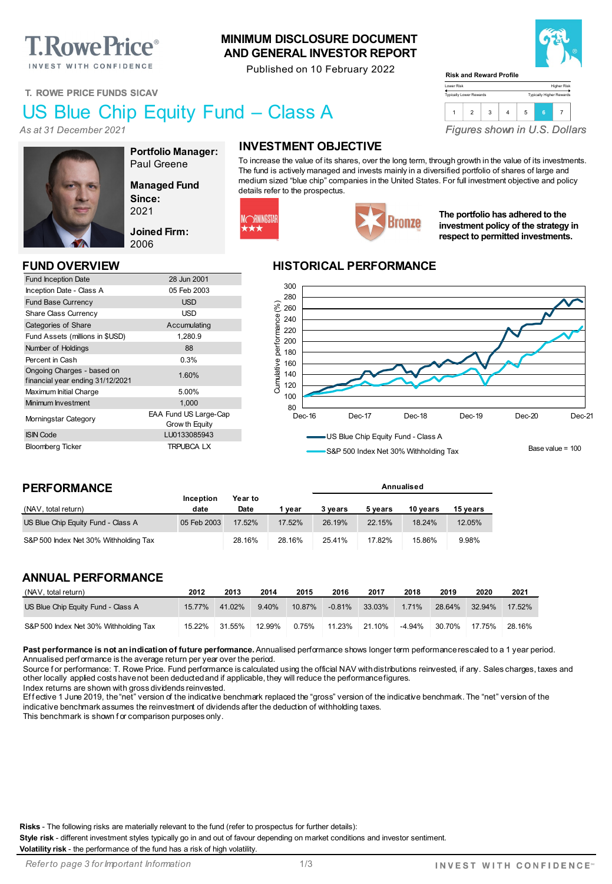T.RowePrice®
INVEST WITH CONFIDENCE

# MINIMUM DISCLOSURE DOCUMENT AND GENERAL INVESTOR REPORT

Published on 10 February 2022

**Risk and Reward Profile**

| Lower Risk | | | | | | Higher Risk |
|---|---|---|---|---|---|---|
| Typically Lower Rewards | | | | | | Typically Higher Rewards |
| 1 | 2 | 3 | 4 | 5 | **6** | 7 |

T. ROWE PRICE FUNDS SICAV

# US Blue Chip Equity Fund – Class A

*As at 31 December 2021*

*Figures shown in U.S. Dollars*

**Portfolio Manager:** Paul Greene

**Managed Fund Since:** 2021

**Joined Firm:** 2006

## INVESTMENT OBJECTIVE

To increase the value of its shares, over the long term, through growth in the value of its investments. The fund is actively managed and invests mainly in a diversified portfolio of shares of large and medium sized "blue chip" companies in the United States. For full investment objective and policy details refer to the prospectus.

MORNINGSTAR ★★★

Bronze

**The portfolio has adhered to the investment policy of the strategy in respect to permitted investments.**

## FUND OVERVIEW

| | |
|---|---|
| Fund Inception Date | 28 Jun 2001 |
| Inception Date - Class A | 05 Feb 2003 |
| Fund Base Currency | USD |
| Share Class Currency | USD |
| Categories of Share | Accumulating |
| Fund Assets (millions in $USD) | 1,280.9 |
| Number of Holdings | 88 |
| Percent in Cash | 0.3% |
| Ongoing Charges - based on financial year ending 31/12/2021 | 1.60% |
| Maximum Initial Charge | 5.00% |
| Minimum Investment | 1,000 |
| Morningstar Category | EAA Fund US Large-Cap Growth Equity |
| ISIN Code | LU0133085943 |
| Bloomberg Ticker | TRPUBCA LX |

## HISTORICAL PERFORMANCE

Cumulative performance (%), Dec-16 to Dec-21

- US Blue Chip Equity Fund - Class A
- S&P 500 Index Net 30% Withholding Tax

Base value = 100

## PERFORMANCE

| (NAV, total return) | Inception date | Year to Date | 1 year | 3 years | 5 years | 10 years | 15 years |
|---|---|---|---|---|---|---|---|
| | | | | Annualised | | | |
| US Blue Chip Equity Fund - Class A | 05 Feb 2003 | 17.52% | 17.52% | 26.19% | 22.15% | 18.24% | 12.05% |
| S&P 500 Index Net 30% Withholding Tax | | 28.16% | 28.16% | 25.41% | 17.82% | 15.86% | 9.98% |

## ANNUAL PERFORMANCE

| (NAV, total return) | 2012 | 2013 | 2014 | 2015 | 2016 | 2017 | 2018 | 2019 | 2020 | 2021 |
|---|---|---|---|---|---|---|---|---|---|---|
| US Blue Chip Equity Fund - Class A | 15.77% | 41.02% | 9.40% | 10.87% | -0.81% | 33.03% | 1.71% | 28.64% | 32.94% | 17.52% |
| S&P 500 Index Net 30% Withholding Tax | 15.22% | 31.55% | 12.99% | 0.75% | 11.23% | 21.10% | -4.94% | 30.70% | 17.75% | 28.16% |

**Past performance is not an indication of future performance.** Annualised performance shows longer term performance rescaled to a 1 year period. Annualised performance is the average return per year over the period.
Source for performance: T. Rowe Price. Fund performance is calculated using the official NAV with distributions reinvested, if any. Sales charges, taxes and other locally applied costs have not been deducted and if applicable, they will reduce the performance figures.
Index returns are shown with gross dividends reinvested.
Effective 1 June 2019, the "net" version of the indicative benchmark replaced the "gross" version of the indicative benchmark. The "net" version of the indicative benchmark assumes the reinvestment of dividends after the deduction of withholding taxes.
This benchmark is shown for comparison purposes only.

**Risks** - The following risks are materially relevant to the fund (refer to prospectus for further details):
**Style risk** - different investment styles typically go in and out of favour depending on market conditions and investor sentiment.
**Volatility risk** - the performance of the fund has a risk of high volatility.

*Refer to page 3 for Important Information*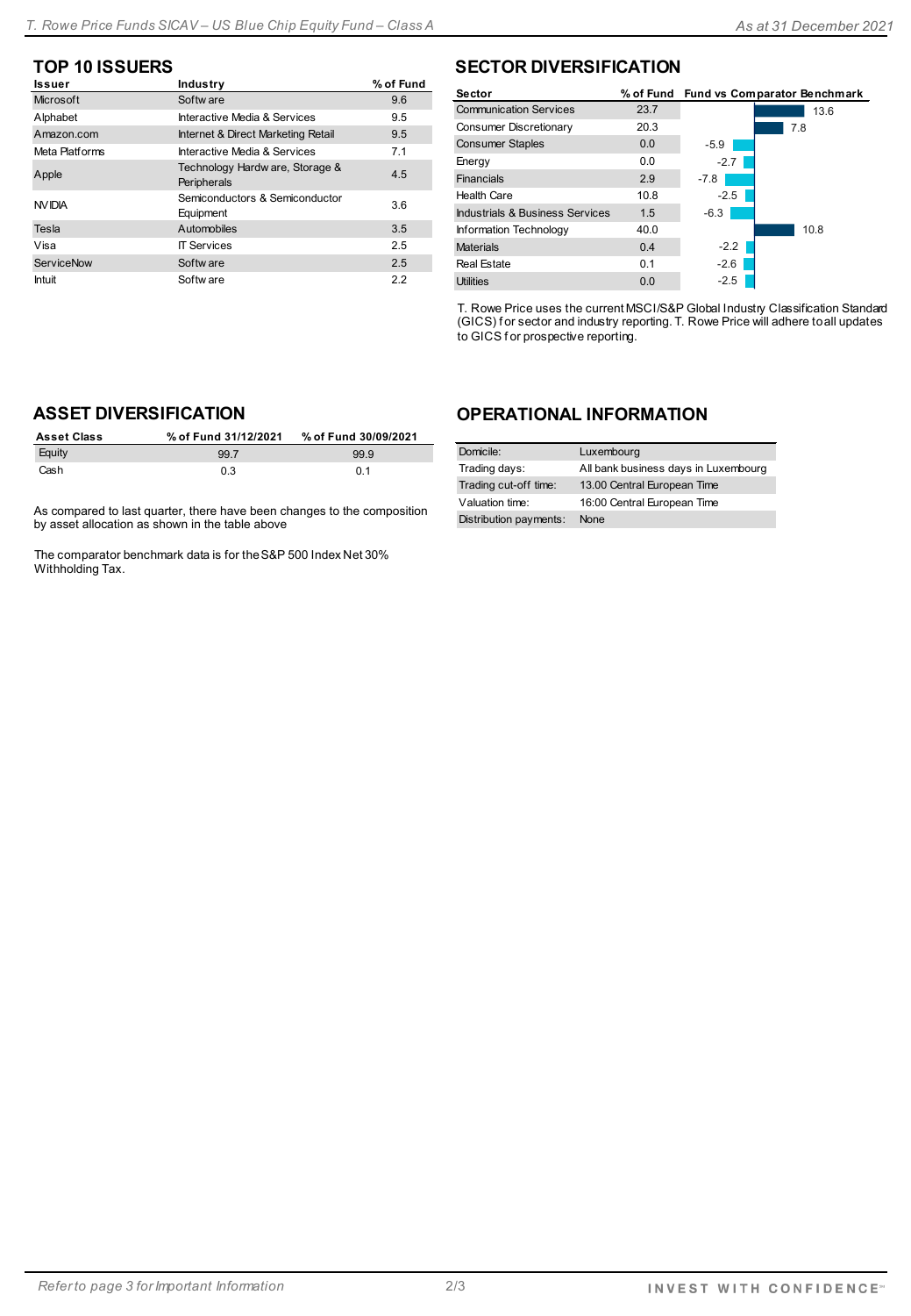## TOP 10 ISSUERS

| Issuer | Industry | % of Fund |
|---|---|---|
| Microsoft | Software | 9.6 |
| Alphabet | Interactive Media & Services | 9.5 |
| Amazon.com | Internet & Direct Marketing Retail | 9.5 |
| Meta Platforms | Interactive Media & Services | 7.1 |
| Apple | Technology Hardware, Storage & Peripherals | 4.5 |
| NVIDIA | Semiconductors & Semiconductor Equipment | 3.6 |
| Tesla | Automobiles | 3.5 |
| Visa | IT Services | 2.5 |
| ServiceNow | Software | 2.5 |
| Intuit | Software | 2.2 |

## SECTOR DIVERSIFICATION

| Sector | % of Fund | Fund vs Comparator Benchmark |
|---|---|---|
| Communication Services | 23.7 | 13.6 |
| Consumer Discretionary | 20.3 | 7.8 |
| Consumer Staples | 0.0 | -5.9 |
| Energy | 0.0 | -2.7 |
| Financials | 2.9 | -7.8 |
| Health Care | 10.8 | -2.5 |
| Industrials & Business Services | 1.5 | -6.3 |
| Information Technology | 40.0 | 10.8 |
| Materials | 0.4 | -2.2 |
| Real Estate | 0.1 | -2.6 |
| Utilities | 0.0 | -2.5 |

T. Rowe Price uses the current MSCI/S&P Global Industry Classification Standard (GICS) for sector and industry reporting. T. Rowe Price will adhere to all updates to GICS for prospective reporting.

## ASSET DIVERSIFICATION

| Asset Class | % of Fund 31/12/2021 | % of Fund 30/09/2021 |
|---|---|---|
| Equity | 99.7 | 99.9 |
| Cash | 0.3 | 0.1 |

As compared to last quarter, there have been changes to the composition by asset allocation as shown in the table above

The comparator benchmark data is for the S&P 500 Index Net 30% Withholding Tax.

## OPERATIONAL INFORMATION

| | |
|---|---|
| Domicile: | Luxembourg |
| Trading days: | All bank business days in Luxembourg |
| Trading cut-off time: | 13.00 Central European Time |
| Valuation time: | 16:00 Central European Time |
| Distribution payments: | None |

*Refer to page 3 for Important Information*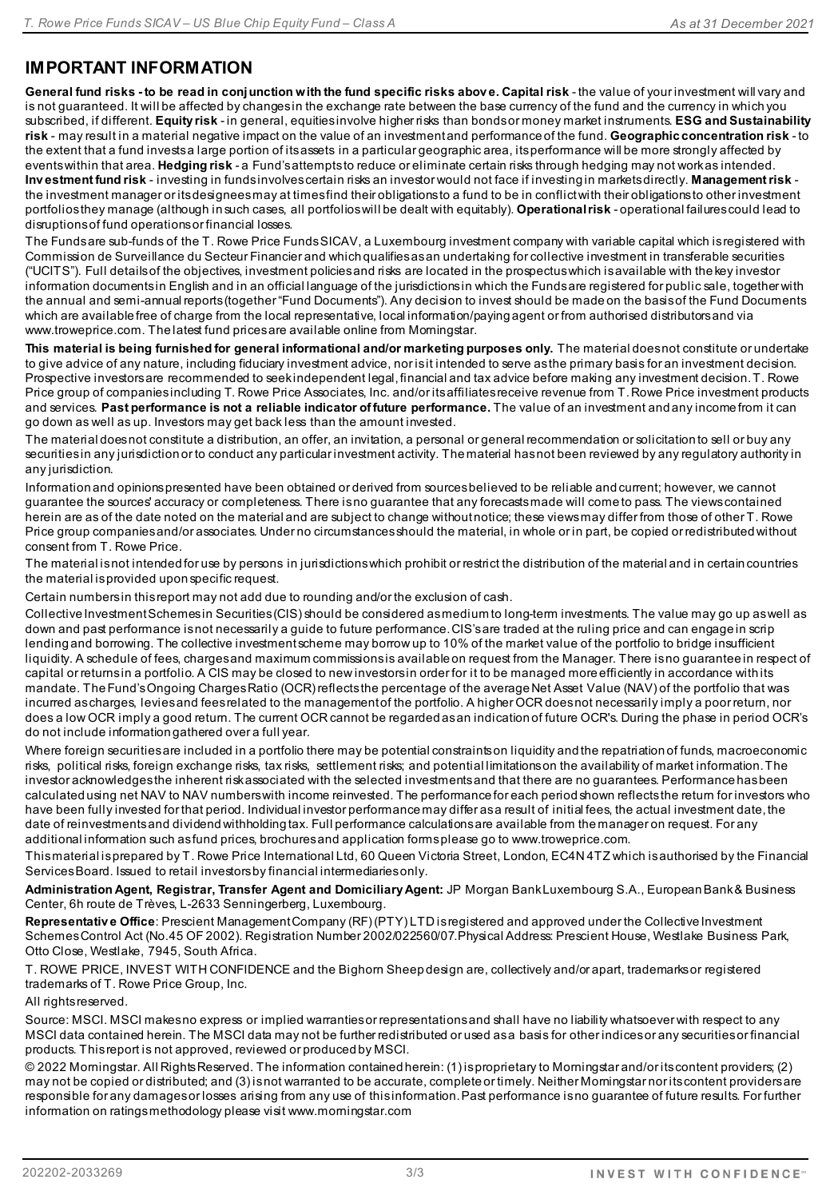# IMPORTANT INFORMATION

**General fund risks - to be read in conjunction with the fund specific risks above. Capital risk** - the value of your investment will vary and is not guaranteed. It will be affected by changes in the exchange rate between the base currency of the fund and the currency in which you subscribed, if different. **Equity risk** - in general, equities involve higher risks than bonds or money market instruments. **ESG and Sustainability risk** - may result in a material negative impact on the value of an investment and performance of the fund. **Geographic concentration risk** - to the extent that a fund invests a large portion of its assets in a particular geographic area, its performance will be more strongly affected by events within that area. **Hedging risk** - a Fund's attempts to reduce or eliminate certain risks through hedging may not work as intended. **Investment fund risk** - investing in funds involves certain risks an investor would not face if investing in markets directly. **Management risk** - the investment manager or its designees may at times find their obligations to a fund to be in conflict with their obligations to other investment portfolios they manage (although in such cases, all portfolios will be dealt with equitably). **Operational risk** - operational failures could lead to disruptions of fund operations or financial losses.

The Funds are sub-funds of the T. Rowe Price Funds SICAV, a Luxembourg investment company with variable capital which is registered with Commission de Surveillance du Secteur Financier and which qualifies as an undertaking for collective investment in transferable securities ("UCITS"). Full details of the objectives, investment policies and risks are located in the prospectus which is available with the key investor information documents in English and in an official language of the jurisdictions in which the Funds are registered for public sale, together with the annual and semi-annual reports (together "Fund Documents"). Any decision to invest should be made on the basis of the Fund Documents which are available free of charge from the local representative, local information/paying agent or from authorised distributors and via www.troweprice.com. The latest fund prices are available online from Morningstar.

**This material is being furnished for general informational and/or marketing purposes only.** The material does not constitute or undertake to give advice of any nature, including fiduciary investment advice, nor is it intended to serve as the primary basis for an investment decision. Prospective investors are recommended to seek independent legal, financial and tax advice before making any investment decision. T. Rowe Price group of companies including T. Rowe Price Associates, Inc. and/or its affiliates receive revenue from T. Rowe Price investment products and services. **Past performance is not a reliable indicator of future performance.** The value of an investment and any income from it can go down as well as up. Investors may get back less than the amount invested.

The material does not constitute a distribution, an offer, an invitation, a personal or general recommendation or solicitation to sell or buy any securities in any jurisdiction or to conduct any particular investment activity. The material has not been reviewed by any regulatory authority in any jurisdiction.

Information and opinions presented have been obtained or derived from sources believed to be reliable and current; however, we cannot guarantee the sources' accuracy or completeness. There is no guarantee that any forecasts made will come to pass. The views contained herein are as of the date noted on the material and are subject to change without notice; these views may differ from those of other T. Rowe Price group companies and/or associates. Under no circumstances should the material, in whole or in part, be copied or redistributed without consent from T. Rowe Price.

The material is not intended for use by persons in jurisdictions which prohibit or restrict the distribution of the material and in certain countries the material is provided upon specific request.

Certain numbers in this report may not add due to rounding and/or the exclusion of cash.

Collective Investment Schemes in Securities (CIS) should be considered as medium to long-term investments. The value may go up as well as down and past performance is not necessarily a guide to future performance. CIS's are traded at the ruling price and can engage in scrip lending and borrowing. The collective investment scheme may borrow up to 10% of the market value of the portfolio to bridge insufficient liquidity. A schedule of fees, charges and maximum commissions is available on request from the Manager. There is no guarantee in respect of capital or returns in a portfolio. A CIS may be closed to new investors in order for it to be managed more efficiently in accordance with its mandate. The Fund's Ongoing Charges Ratio (OCR) reflects the percentage of the average Net Asset Value (NAV) of the portfolio that was incurred as charges, levies and fees related to the management of the portfolio. A higher OCR does not necessarily imply a poor return, nor does a low OCR imply a good return. The current OCR cannot be regarded as an indication of future OCR's. During the phase in period OCR's do not include information gathered over a full year.

Where foreign securities are included in a portfolio there may be potential constraints on liquidity and the repatriation of funds, macroeconomic risks, political risks, foreign exchange risks, tax risks, settlement risks; and potential limitations on the availability of market information. The investor acknowledges the inherent risk associated with the selected investments and that there are no guarantees. Performance has been calculated using net NAV to NAV numbers with income reinvested. The performance for each period shown reflects the return for investors who have been fully invested for that period. Individual investor performance may differ as a result of initial fees, the actual investment date, the date of reinvestments and dividend withholding tax. Full performance calculations are available from the manager on request. For any additional information such as fund prices, brochures and application forms please go to www.troweprice.com.

This material is prepared by T. Rowe Price International Ltd, 60 Queen Victoria Street, London, EC4N 4TZ which is authorised by the Financial Services Board. Issued to retail investors by financial intermediaries only.

**Administration Agent, Registrar, Transfer Agent and Domiciliary Agent:** JP Morgan Bank Luxembourg S.A., European Bank & Business Center, 6h route de Trèves, L-2633 Senningerberg, Luxembourg.

**Representative Office**: Prescient Management Company (RF) (PTY) LTD is registered and approved under the Collective Investment Schemes Control Act (No.45 OF 2002). Registration Number 2002/022560/07.Physical Address: Prescient House, Westlake Business Park, Otto Close, Westlake, 7945, South Africa.

T. ROWE PRICE, INVEST WITH CONFIDENCE and the Bighorn Sheep design are, collectively and/or apart, trademarks or registered trademarks of T. Rowe Price Group, Inc.

All rights reserved.

Source: MSCI. MSCI makes no express or implied warranties or representations and shall have no liability whatsoever with respect to any MSCI data contained herein. The MSCI data may not be further redistributed or used as a basis for other indices or any securities or financial products. This report is not approved, reviewed or produced by MSCI.

© 2022 Morningstar. All Rights Reserved. The information contained herein: (1) is proprietary to Morningstar and/or its content providers; (2) may not be copied or distributed; and (3) is not warranted to be accurate, complete or timely. Neither Morningstar nor its content providers are responsible for any damages or losses arising from any use of this information. Past performance is no guarantee of future results. For further information on ratings methodology please visit www.morningstar.com

202202-2033269